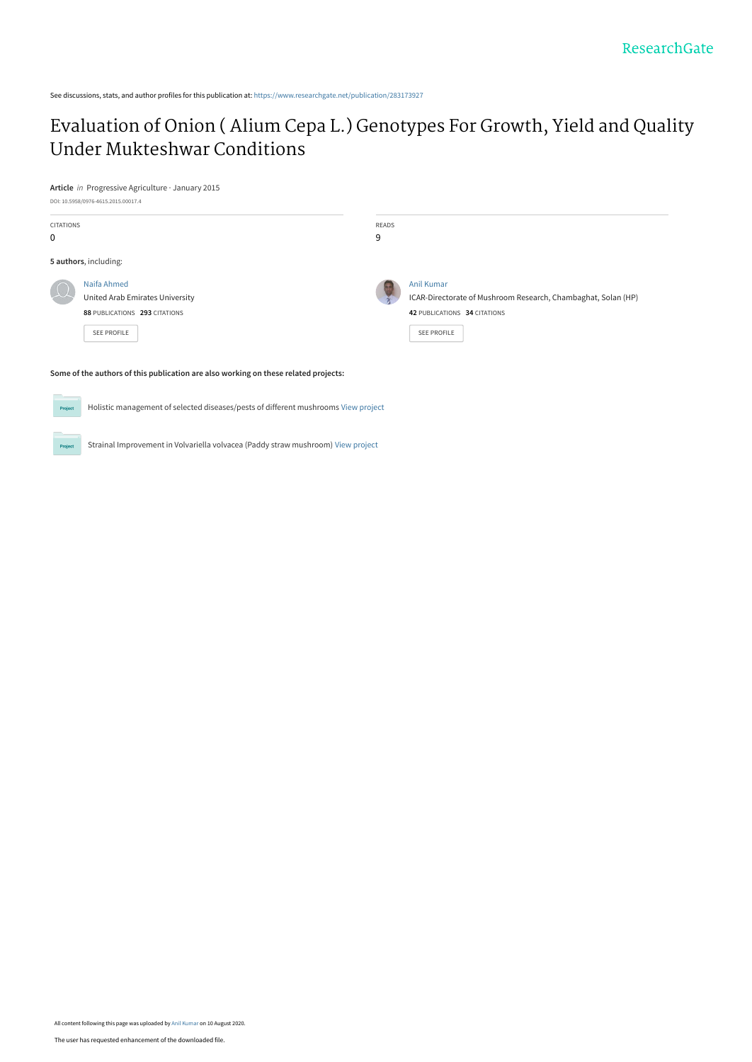See discussions, stats, and author profiles for this publication at: https://www.researchgate.net/publication/283173927

# Evaluation of Onion ( Alium Cepa L.) Genotypes For Growth, Yield and Quality Under Mukteshwar Conditions

**Article** *in* Progressive Agriculture · January 2015

DOI: 10.5958/0976-4615.2015.00017.4

| CITATIONS | READS |
|---|---|
| 0 | 9 |

**5 authors**, including:

Naifa Ahmed
United Arab Emirates University
**88** PUBLICATIONS **293** CITATIONS

SEE PROFILE

Anil Kumar
ICAR-Directorate of Mushroom Research, Chambaghat, Solan (HP)
**42** PUBLICATIONS **34** CITATIONS

SEE PROFILE

**Some of the authors of this publication are also working on these related projects:**

Holistic management of selected diseases/pests of different mushrooms View project

Strainal Improvement in Volvariella volvacea (Paddy straw mushroom) View project

All content following this page was uploaded by Anil Kumar on 10 August 2020.

The user has requested enhancement of the downloaded file.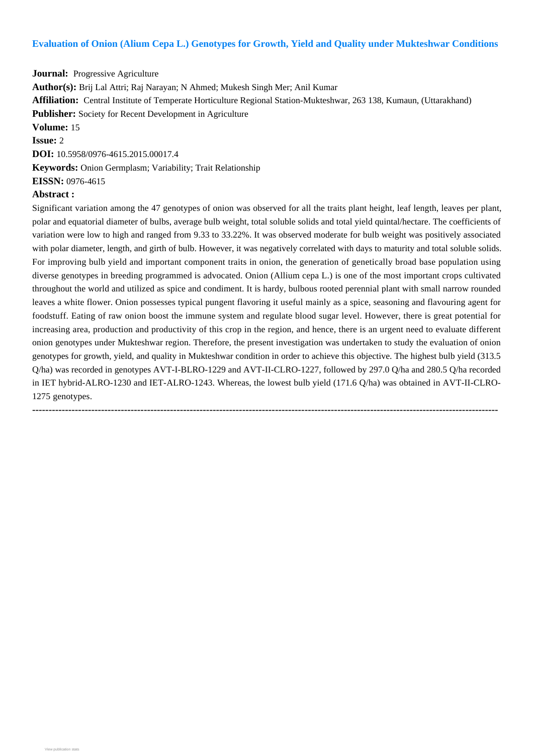## Evaluation of Onion (Alium Cepa L.) Genotypes for Growth, Yield and Quality under Mukteshwar Conditions

**Journal:** Progressive Agriculture

**Author(s):** Brij Lal Attri; Raj Narayan; N Ahmed; Mukesh Singh Mer; Anil Kumar

**Affiliation:** Central Institute of Temperate Horticulture Regional Station-Mukteshwar, 263 138, Kumaun, (Uttarakhand)

**Publisher:** Society for Recent Development in Agriculture

**Volume:** 15

**Issue:** 2

**DOI:** 10.5958/0976-4615.2015.00017.4

**Keywords:** Onion Germplasm; Variability; Trait Relationship

**EISSN:** 0976-4615

**Abstract :**

Significant variation among the 47 genotypes of onion was observed for all the traits plant height, leaf length, leaves per plant, polar and equatorial diameter of bulbs, average bulb weight, total soluble solids and total yield quintal/hectare. The coefficients of variation were low to high and ranged from 9.33 to 33.22%. It was observed moderate for bulb weight was positively associated with polar diameter, length, and girth of bulb. However, it was negatively correlated with days to maturity and total soluble solids. For improving bulb yield and important component traits in onion, the generation of genetically broad base population using diverse genotypes in breeding programmed is advocated. Onion (Allium cepa L.) is one of the most important crops cultivated throughout the world and utilized as spice and condiment. It is hardy, bulbous rooted perennial plant with small narrow rounded leaves a white flower. Onion possesses typical pungent flavoring it useful mainly as a spice, seasoning and flavouring agent for foodstuff. Eating of raw onion boost the immune system and regulate blood sugar level. However, there is great potential for increasing area, production and productivity of this crop in the region, and hence, there is an urgent need to evaluate different onion genotypes under Mukteshwar region. Therefore, the present investigation was undertaken to study the evaluation of onion genotypes for growth, yield, and quality in Mukteshwar condition in order to achieve this objective. The highest bulb yield (313.5 Q/ha) was recorded in genotypes AVT-I-BLRO-1229 and AVT-II-CLRO-1227, followed by 297.0 Q/ha and 280.5 Q/ha recorded in IET hybrid-ALRO-1230 and IET-ALRO-1243. Whereas, the lowest bulb yield (171.6 Q/ha) was obtained in AVT-II-CLRO-1275 genotypes.

---